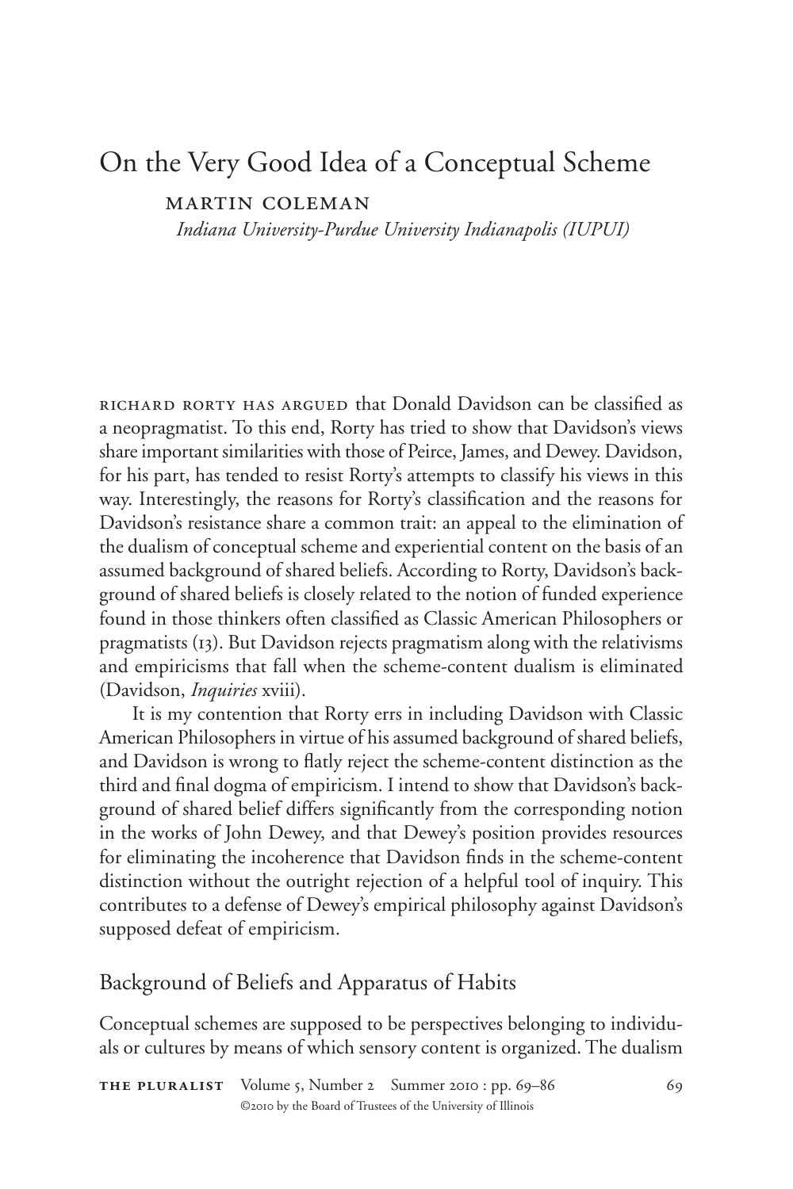# On the Very Good Idea of a Conceptual Scheme

MARTIN COLEMAN

*Indiana University-Purdue University Indianapolis (IUPUI)*

RICHARD RORTY HAS ARGUED that Donald Davidson can be classified as a neopragmatist. To this end, Rorty has tried to show that Davidson's views share important similarities with those of Peirce, James, and Dewey. Davidson, for his part, has tended to resist Rorty's attempts to classify his views in this way. Interestingly, the reasons for Rorty's classification and the reasons for Davidson's resistance share a common trait: an appeal to the elimination of the dualism of conceptual scheme and experiential content on the basis of an assumed background of shared beliefs. According to Rorty, Davidson's background of shared beliefs is closely related to the notion of funded experience found in those thinkers often classified as Classic American Philosophers or pragmatists (13). But Davidson rejects pragmatism along with the relativisms and empiricisms that fall when the scheme-content dualism is eliminated (Davidson, *Inquiries* xviii).

It is my contention that Rorty errs in including Davidson with Classic American Philosophers in virtue of his assumed background of shared beliefs, and Davidson is wrong to flatly reject the scheme-content distinction as the third and final dogma of empiricism. I intend to show that Davidson's background of shared belief differs significantly from the corresponding notion in the works of John Dewey, and that Dewey's position provides resources for eliminating the incoherence that Davidson finds in the scheme-content distinction without the outright rejection of a helpful tool of inquiry. This contributes to a defense of Dewey's empirical philosophy against Davidson's supposed defeat of empiricism.

## Background of Beliefs and Apparatus of Habits

Conceptual schemes are supposed to be perspectives belonging to individuals or cultures by means of which sensory content is organized. The dualism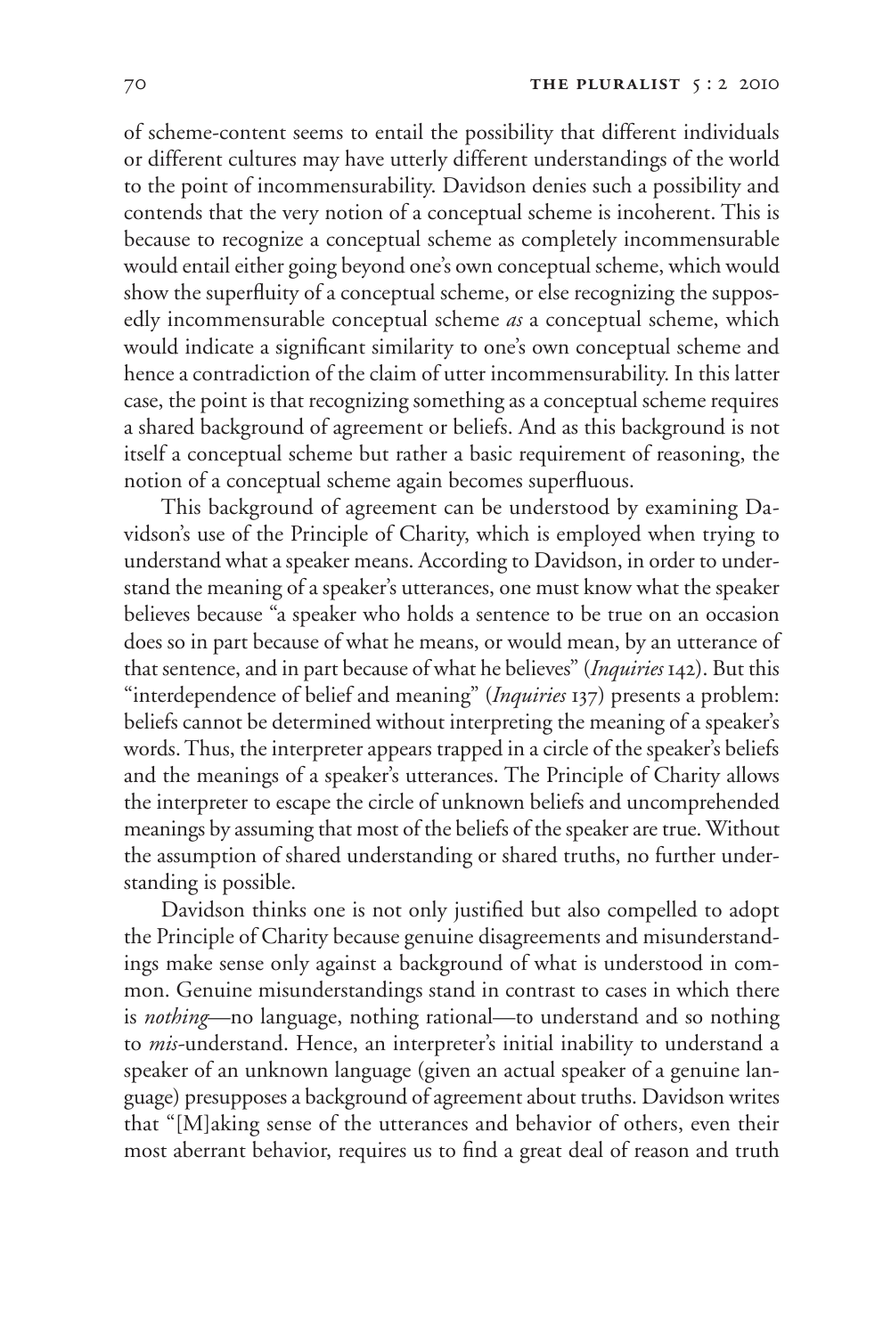of scheme-content seems to entail the possibility that different individuals or different cultures may have utterly different understandings of the world to the point of incommensurability. Davidson denies such a possibility and contends that the very notion of a conceptual scheme is incoherent. This is because to recognize a conceptual scheme as completely incommensurable would entail either going beyond one's own conceptual scheme, which would show the superfluity of a conceptual scheme, or else recognizing the supposedly incommensurable conceptual scheme *as* a conceptual scheme, which would indicate a significant similarity to one's own conceptual scheme and hence a contradiction of the claim of utter incommensurability. In this latter case, the point is that recognizing something as a conceptual scheme requires a shared background of agreement or beliefs. And as this background is not itself a conceptual scheme but rather a basic requirement of reasoning, the notion of a conceptual scheme again becomes superfluous.

This background of agreement can be understood by examining Davidson's use of the Principle of Charity, which is employed when trying to understand what a speaker means. According to Davidson, in order to understand the meaning of a speaker's utterances, one must know what the speaker believes because "a speaker who holds a sentence to be true on an occasion does so in part because of what he means, or would mean, by an utterance of that sentence, and in part because of what he believes" (*Inquiries* 142). But this "interdependence of belief and meaning" (*Inquiries* 137) presents a problem: beliefs cannot be determined without interpreting the meaning of a speaker's words. Thus, the interpreter appears trapped in a circle of the speaker's beliefs and the meanings of a speaker's utterances. The Principle of Charity allows the interpreter to escape the circle of unknown beliefs and uncomprehended meanings by assuming that most of the beliefs of the speaker are true. Without the assumption of shared understanding or shared truths, no further understanding is possible.

Davidson thinks one is not only justified but also compelled to adopt the Principle of Charity because genuine disagreements and misunderstandings make sense only against a background of what is understood in common. Genuine misunderstandings stand in contrast to cases in which there is *nothing*—no language, nothing rational—to understand and so nothing to *mis*-understand. Hence, an interpreter's initial inability to understand a speaker of an unknown language (given an actual speaker of a genuine language) presupposes a background of agreement about truths. Davidson writes that "[M]aking sense of the utterances and behavior of others, even their most aberrant behavior, requires us to find a great deal of reason and truth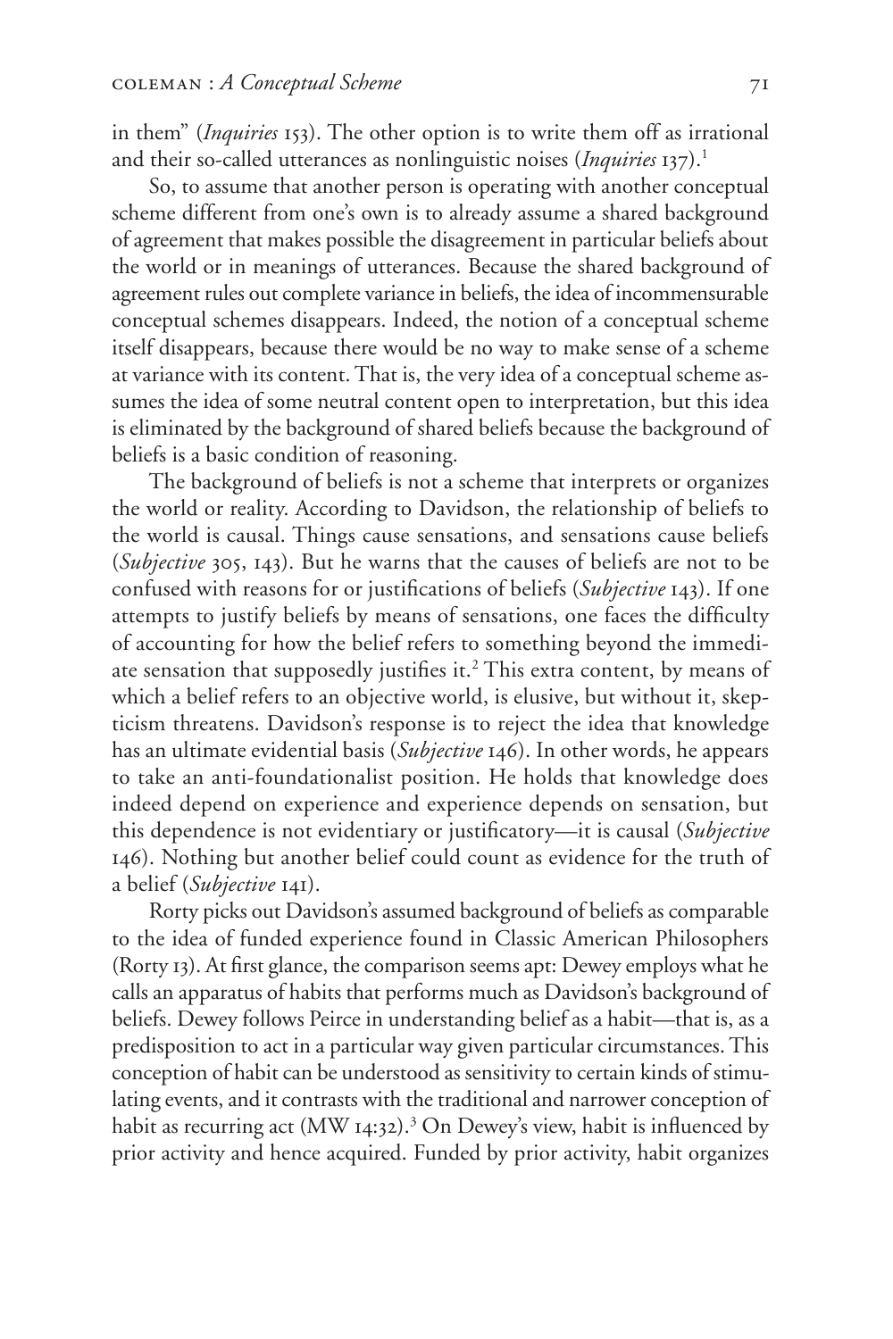in them" (*Inquiries* 153). The other option is to write them off as irrational and their so-called utterances as nonlinguistic noises (*Inquiries* 137).[1]

So, to assume that another person is operating with another conceptual scheme different from one's own is to already assume a shared background of agreement that makes possible the disagreement in particular beliefs about the world or in meanings of utterances. Because the shared background of agreement rules out complete variance in beliefs, the idea of incommensurable conceptual schemes disappears. Indeed, the notion of a conceptual scheme itself disappears, because there would be no way to make sense of a scheme at variance with its content. That is, the very idea of a conceptual scheme assumes the idea of some neutral content open to interpretation, but this idea is eliminated by the background of shared beliefs because the background of beliefs is a basic condition of reasoning.

The background of beliefs is not a scheme that interprets or organizes the world or reality. According to Davidson, the relationship of beliefs to the world is causal. Things cause sensations, and sensations cause beliefs (*Subjective* 305, 143). But he warns that the causes of beliefs are not to be confused with reasons for or justifications of beliefs (*Subjective* 143). If one attempts to justify beliefs by means of sensations, one faces the difficulty of accounting for how the belief refers to something beyond the immediate sensation that supposedly justifies it.[2] This extra content, by means of which a belief refers to an objective world, is elusive, but without it, skepticism threatens. Davidson's response is to reject the idea that knowledge has an ultimate evidential basis (*Subjective* 146). In other words, he appears to take an anti-foundationalist position. He holds that knowledge does indeed depend on experience and experience depends on sensation, but this dependence is not evidentiary or justificatory—it is causal (*Subjective* 146). Nothing but another belief could count as evidence for the truth of a belief (*Subjective* 141).

Rorty picks out Davidson's assumed background of beliefs as comparable to the idea of funded experience found in Classic American Philosophers (Rorty 13). At first glance, the comparison seems apt: Dewey employs what he calls an apparatus of habits that performs much as Davidson's background of beliefs. Dewey follows Peirce in understanding belief as a habit—that is, as a predisposition to act in a particular way given particular circumstances. This conception of habit can be understood as sensitivity to certain kinds of stimulating events, and it contrasts with the traditional and narrower conception of habit as recurring act (MW 14:32).[3] On Dewey's view, habit is influenced by prior activity and hence acquired. Funded by prior activity, habit organizes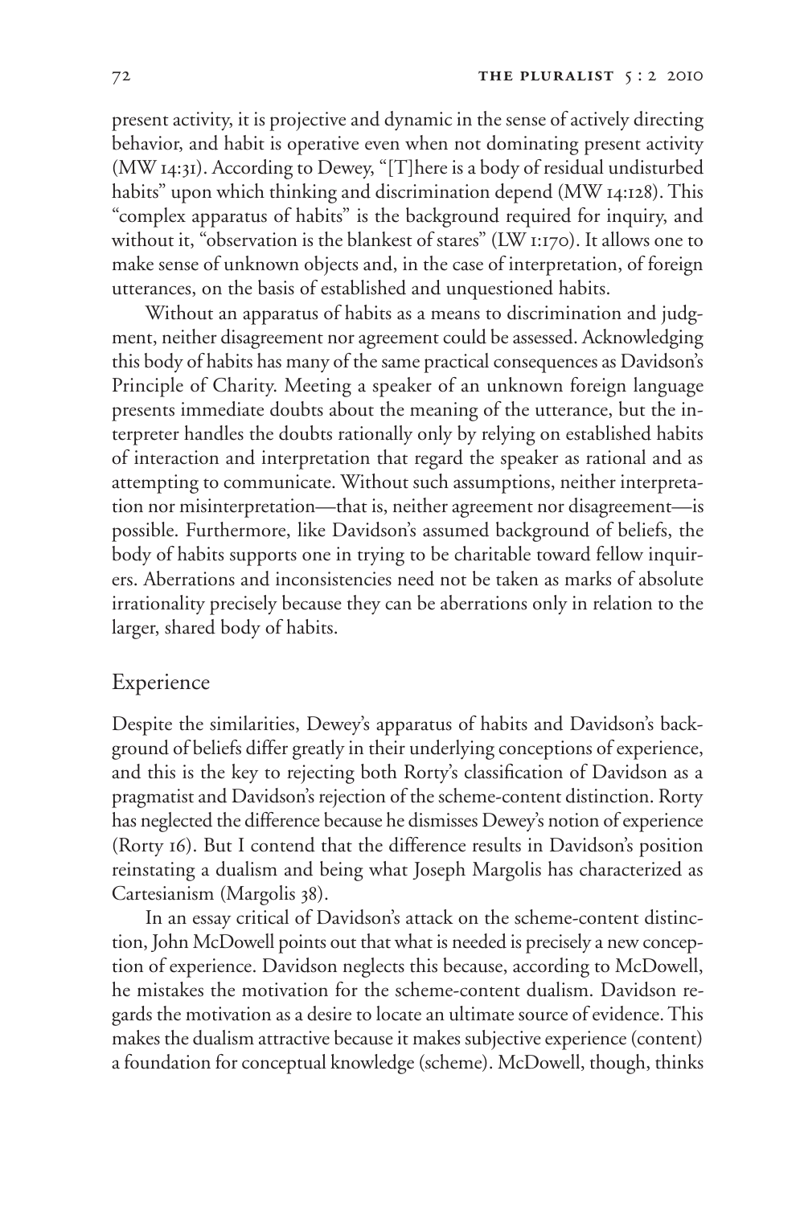present activity, it is projective and dynamic in the sense of actively directing behavior, and habit is operative even when not dominating present activity (MW 14:31). According to Dewey, "[T]here is a body of residual undisturbed habits" upon which thinking and discrimination depend (MW 14:128). This "complex apparatus of habits" is the background required for inquiry, and without it, "observation is the blankest of stares" (LW 1:170). It allows one to make sense of unknown objects and, in the case of interpretation, of foreign utterances, on the basis of established and unquestioned habits.

Without an apparatus of habits as a means to discrimination and judgment, neither disagreement nor agreement could be assessed. Acknowledging this body of habits has many of the same practical consequences as Davidson's Principle of Charity. Meeting a speaker of an unknown foreign language presents immediate doubts about the meaning of the utterance, but the interpreter handles the doubts rationally only by relying on established habits of interaction and interpretation that regard the speaker as rational and as attempting to communicate. Without such assumptions, neither interpretation nor misinterpretation—that is, neither agreement nor disagreement—is possible. Furthermore, like Davidson's assumed background of beliefs, the body of habits supports one in trying to be charitable toward fellow inquirers. Aberrations and inconsistencies need not be taken as marks of absolute irrationality precisely because they can be aberrations only in relation to the larger, shared body of habits.

## Experience

Despite the similarities, Dewey's apparatus of habits and Davidson's background of beliefs differ greatly in their underlying conceptions of experience, and this is the key to rejecting both Rorty's classification of Davidson as a pragmatist and Davidson's rejection of the scheme-content distinction. Rorty has neglected the difference because he dismisses Dewey's notion of experience (Rorty 16). But I contend that the difference results in Davidson's position reinstating a dualism and being what Joseph Margolis has characterized as Cartesianism (Margolis 38).

In an essay critical of Davidson's attack on the scheme-content distinction, John McDowell points out that what is needed is precisely a new conception of experience. Davidson neglects this because, according to McDowell, he mistakes the motivation for the scheme-content dualism. Davidson regards the motivation as a desire to locate an ultimate source of evidence. This makes the dualism attractive because it makes subjective experience (content) a foundation for conceptual knowledge (scheme). McDowell, though, thinks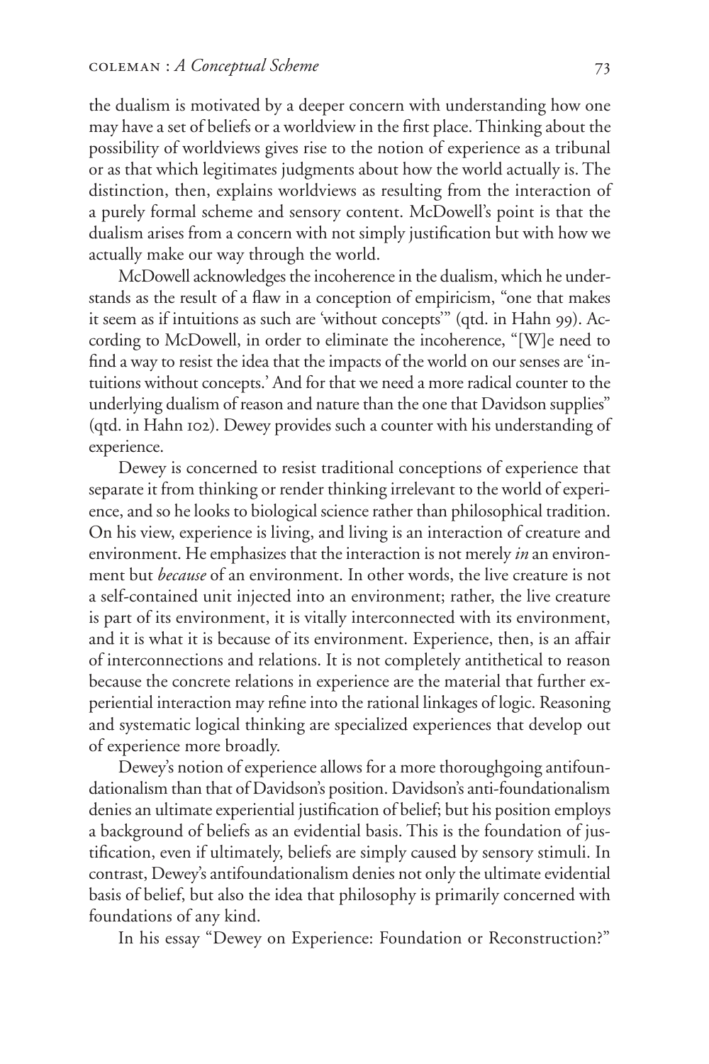the dualism is motivated by a deeper concern with understanding how one may have a set of beliefs or a worldview in the first place. Thinking about the possibility of worldviews gives rise to the notion of experience as a tribunal or as that which legitimates judgments about how the world actually is. The distinction, then, explains worldviews as resulting from the interaction of a purely formal scheme and sensory content. McDowell's point is that the dualism arises from a concern with not simply justification but with how we actually make our way through the world.

McDowell acknowledges the incoherence in the dualism, which he understands as the result of a flaw in a conception of empiricism, "one that makes it seem as if intuitions as such are 'without concepts'" (qtd. in Hahn 99). According to McDowell, in order to eliminate the incoherence, "[W]e need to find a way to resist the idea that the impacts of the world on our senses are 'intuitions without concepts.' And for that we need a more radical counter to the underlying dualism of reason and nature than the one that Davidson supplies" (qtd. in Hahn 102). Dewey provides such a counter with his understanding of experience.

Dewey is concerned to resist traditional conceptions of experience that separate it from thinking or render thinking irrelevant to the world of experience, and so he looks to biological science rather than philosophical tradition. On his view, experience is living, and living is an interaction of creature and environment. He emphasizes that the interaction is not merely *in* an environment but *because* of an environment. In other words, the live creature is not a self-contained unit injected into an environment; rather, the live creature is part of its environment, it is vitally interconnected with its environment, and it is what it is because of its environment. Experience, then, is an affair of interconnections and relations. It is not completely antithetical to reason because the concrete relations in experience are the material that further experiential interaction may refine into the rational linkages of logic. Reasoning and systematic logical thinking are specialized experiences that develop out of experience more broadly.

Dewey's notion of experience allows for a more thoroughgoing antifoundationalism than that of Davidson's position. Davidson's anti-foundationalism denies an ultimate experiential justification of belief; but his position employs a background of beliefs as an evidential basis. This is the foundation of justification, even if ultimately, beliefs are simply caused by sensory stimuli. In contrast, Dewey's antifoundationalism denies not only the ultimate evidential basis of belief, but also the idea that philosophy is primarily concerned with foundations of any kind.

In his essay "Dewey on Experience: Foundation or Reconstruction?"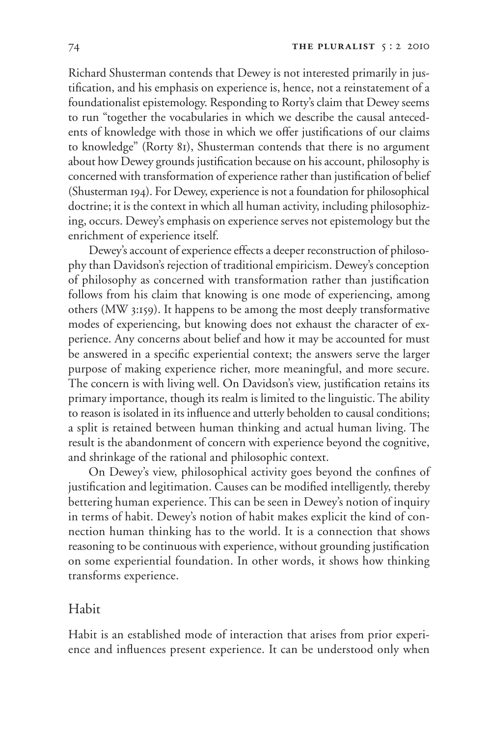Richard Shusterman contends that Dewey is not interested primarily in justification, and his emphasis on experience is, hence, not a reinstatement of a foundationalist epistemology. Responding to Rorty's claim that Dewey seems to run "together the vocabularies in which we describe the causal antecedents of knowledge with those in which we offer justifications of our claims to knowledge" (Rorty 81), Shusterman contends that there is no argument about how Dewey grounds justification because on his account, philosophy is concerned with transformation of experience rather than justification of belief (Shusterman 194). For Dewey, experience is not a foundation for philosophical doctrine; it is the context in which all human activity, including philosophizing, occurs. Dewey's emphasis on experience serves not epistemology but the enrichment of experience itself.

Dewey's account of experience effects a deeper reconstruction of philosophy than Davidson's rejection of traditional empiricism. Dewey's conception of philosophy as concerned with transformation rather than justification follows from his claim that knowing is one mode of experiencing, among others (MW 3:159). It happens to be among the most deeply transformative modes of experiencing, but knowing does not exhaust the character of experience. Any concerns about belief and how it may be accounted for must be answered in a specific experiential context; the answers serve the larger purpose of making experience richer, more meaningful, and more secure. The concern is with living well. On Davidson's view, justification retains its primary importance, though its realm is limited to the linguistic. The ability to reason is isolated in its influence and utterly beholden to causal conditions; a split is retained between human thinking and actual human living. The result is the abandonment of concern with experience beyond the cognitive, and shrinkage of the rational and philosophic context.

On Dewey's view, philosophical activity goes beyond the confines of justification and legitimation. Causes can be modified intelligently, thereby bettering human experience. This can be seen in Dewey's notion of inquiry in terms of habit. Dewey's notion of habit makes explicit the kind of connection human thinking has to the world. It is a connection that shows reasoning to be continuous with experience, without grounding justification on some experiential foundation. In other words, it shows how thinking transforms experience.

## Habit

Habit is an established mode of interaction that arises from prior experience and influences present experience. It can be understood only when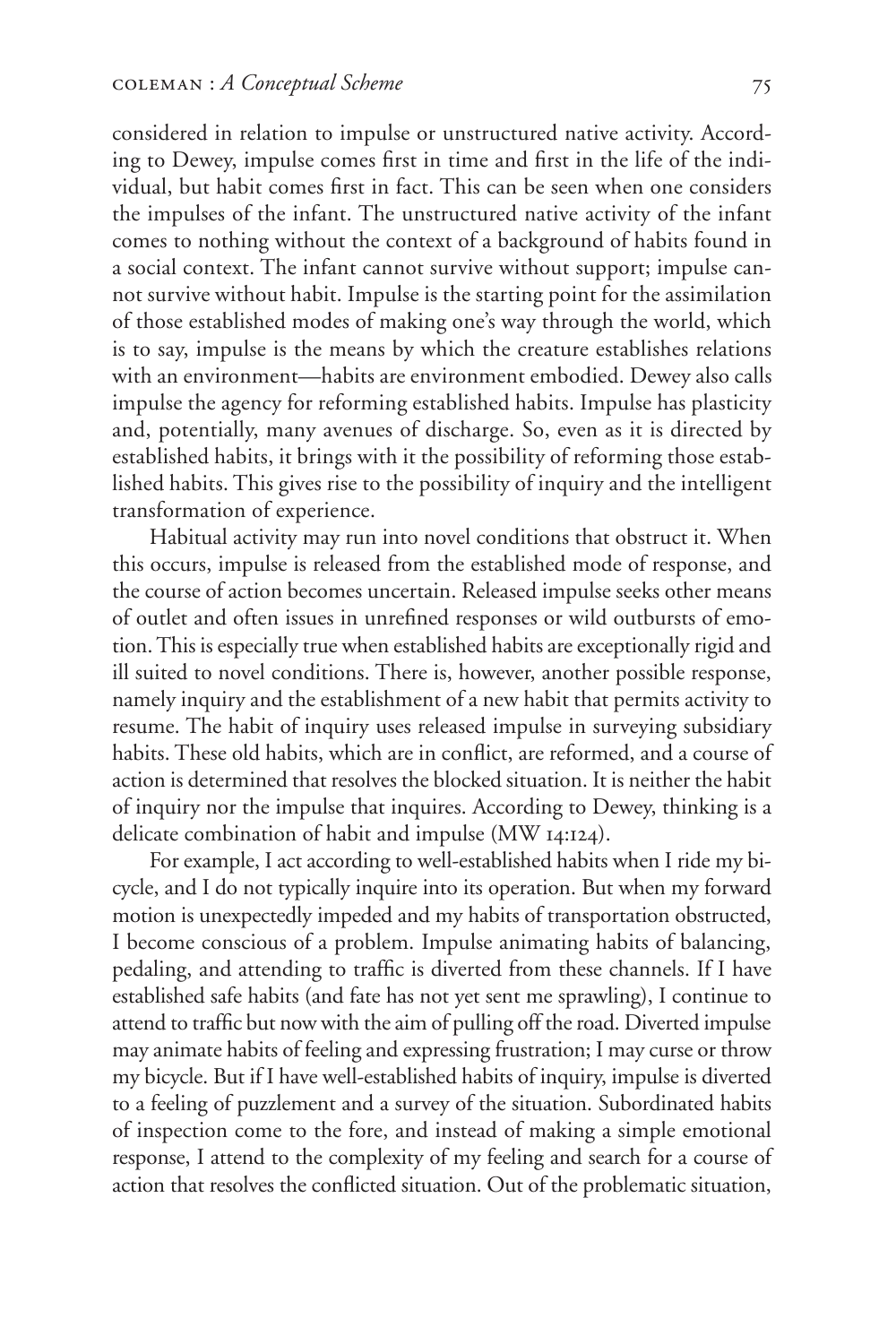considered in relation to impulse or unstructured native activity. According to Dewey, impulse comes first in time and first in the life of the individual, but habit comes first in fact. This can be seen when one considers the impulses of the infant. The unstructured native activity of the infant comes to nothing without the context of a background of habits found in a social context. The infant cannot survive without support; impulse cannot survive without habit. Impulse is the starting point for the assimilation of those established modes of making one's way through the world, which is to say, impulse is the means by which the creature establishes relations with an environment—habits are environment embodied. Dewey also calls impulse the agency for reforming established habits. Impulse has plasticity and, potentially, many avenues of discharge. So, even as it is directed by established habits, it brings with it the possibility of reforming those established habits. This gives rise to the possibility of inquiry and the intelligent transformation of experience.

Habitual activity may run into novel conditions that obstruct it. When this occurs, impulse is released from the established mode of response, and the course of action becomes uncertain. Released impulse seeks other means of outlet and often issues in unrefined responses or wild outbursts of emotion. This is especially true when established habits are exceptionally rigid and ill suited to novel conditions. There is, however, another possible response, namely inquiry and the establishment of a new habit that permits activity to resume. The habit of inquiry uses released impulse in surveying subsidiary habits. These old habits, which are in conflict, are reformed, and a course of action is determined that resolves the blocked situation. It is neither the habit of inquiry nor the impulse that inquires. According to Dewey, thinking is a delicate combination of habit and impulse (MW 14:124).

For example, I act according to well-established habits when I ride my bicycle, and I do not typically inquire into its operation. But when my forward motion is unexpectedly impeded and my habits of transportation obstructed, I become conscious of a problem. Impulse animating habits of balancing, pedaling, and attending to traffic is diverted from these channels. If I have established safe habits (and fate has not yet sent me sprawling), I continue to attend to traffic but now with the aim of pulling off the road. Diverted impulse may animate habits of feeling and expressing frustration; I may curse or throw my bicycle. But if I have well-established habits of inquiry, impulse is diverted to a feeling of puzzlement and a survey of the situation. Subordinated habits of inspection come to the fore, and instead of making a simple emotional response, I attend to the complexity of my feeling and search for a course of action that resolves the conflicted situation. Out of the problematic situation,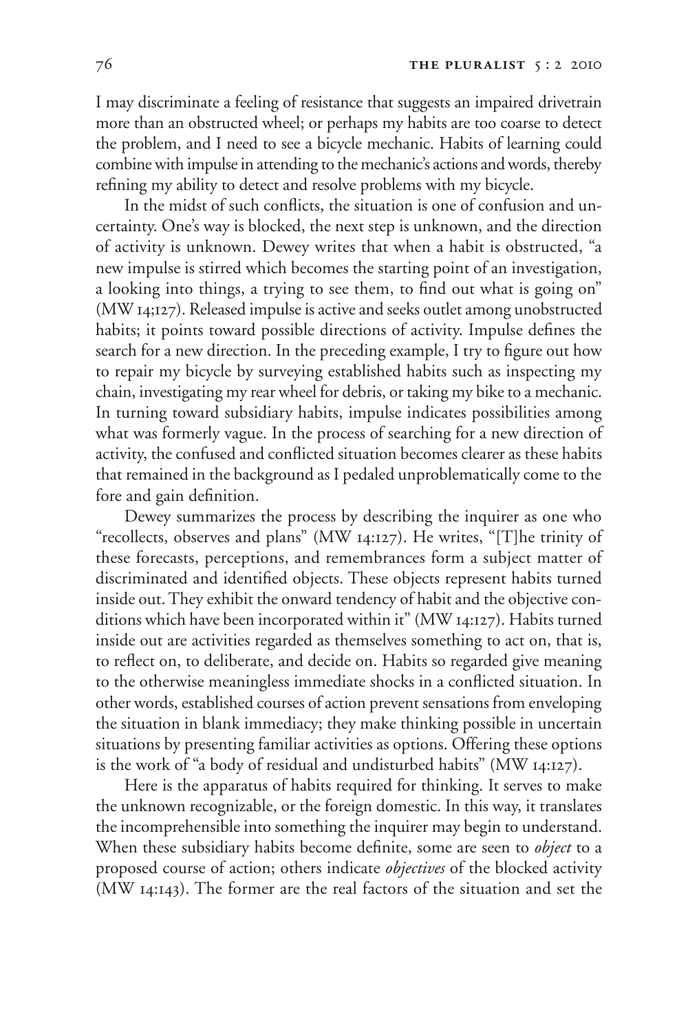I may discriminate a feeling of resistance that suggests an impaired drivetrain more than an obstructed wheel; or perhaps my habits are too coarse to detect the problem, and I need to see a bicycle mechanic. Habits of learning could combine with impulse in attending to the mechanic's actions and words, thereby refining my ability to detect and resolve problems with my bicycle.

In the midst of such conflicts, the situation is one of confusion and uncertainty. One's way is blocked, the next step is unknown, and the direction of activity is unknown. Dewey writes that when a habit is obstructed, "a new impulse is stirred which becomes the starting point of an investigation, a looking into things, a trying to see them, to find out what is going on" (MW 14;127). Released impulse is active and seeks outlet among unobstructed habits; it points toward possible directions of activity. Impulse defines the search for a new direction. In the preceding example, I try to figure out how to repair my bicycle by surveying established habits such as inspecting my chain, investigating my rear wheel for debris, or taking my bike to a mechanic. In turning toward subsidiary habits, impulse indicates possibilities among what was formerly vague. In the process of searching for a new direction of activity, the confused and conflicted situation becomes clearer as these habits that remained in the background as I pedaled unproblematically come to the fore and gain definition.

Dewey summarizes the process by describing the inquirer as one who "recollects, observes and plans" (MW 14:127). He writes, "[T]he trinity of these forecasts, perceptions, and remembrances form a subject matter of discriminated and identified objects. These objects represent habits turned inside out. They exhibit the onward tendency of habit and the objective conditions which have been incorporated within it" (MW 14:127). Habits turned inside out are activities regarded as themselves something to act on, that is, to reflect on, to deliberate, and decide on. Habits so regarded give meaning to the otherwise meaningless immediate shocks in a conflicted situation. In other words, established courses of action prevent sensations from enveloping the situation in blank immediacy; they make thinking possible in uncertain situations by presenting familiar activities as options. Offering these options is the work of "a body of residual and undisturbed habits" (MW 14:127).

Here is the apparatus of habits required for thinking. It serves to make the unknown recognizable, or the foreign domestic. In this way, it translates the incomprehensible into something the inquirer may begin to understand. When these subsidiary habits become definite, some are seen to *object* to a proposed course of action; others indicate *objectives* of the blocked activity (MW 14:143). The former are the real factors of the situation and set the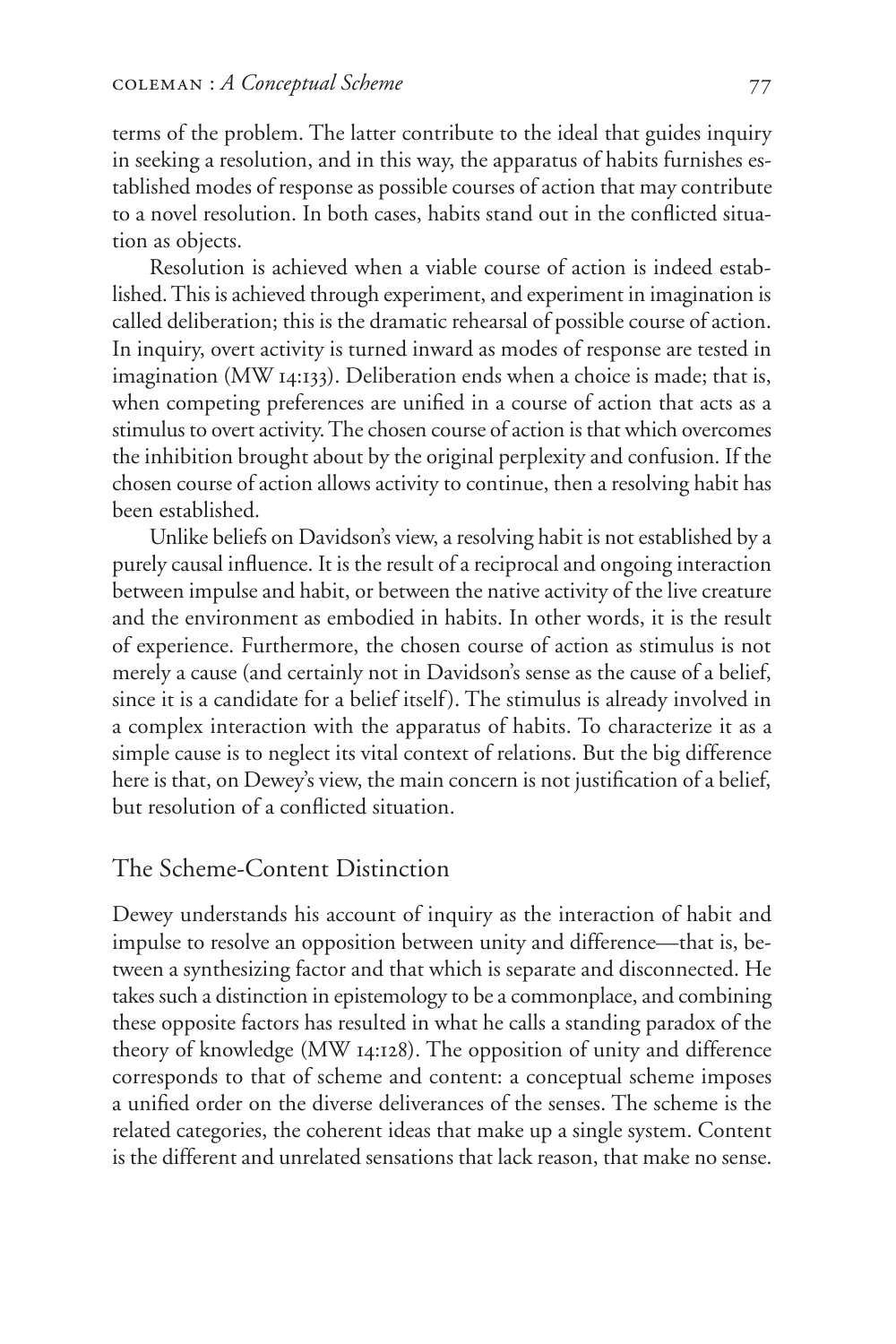terms of the problem. The latter contribute to the ideal that guides inquiry in seeking a resolution, and in this way, the apparatus of habits furnishes established modes of response as possible courses of action that may contribute to a novel resolution. In both cases, habits stand out in the conflicted situation as objects.

Resolution is achieved when a viable course of action is indeed established. This is achieved through experiment, and experiment in imagination is called deliberation; this is the dramatic rehearsal of possible course of action. In inquiry, overt activity is turned inward as modes of response are tested in imagination (MW 14:133). Deliberation ends when a choice is made; that is, when competing preferences are unified in a course of action that acts as a stimulus to overt activity. The chosen course of action is that which overcomes the inhibition brought about by the original perplexity and confusion. If the chosen course of action allows activity to continue, then a resolving habit has been established.

Unlike beliefs on Davidson's view, a resolving habit is not established by a purely causal influence. It is the result of a reciprocal and ongoing interaction between impulse and habit, or between the native activity of the live creature and the environment as embodied in habits. In other words, it is the result of experience. Furthermore, the chosen course of action as stimulus is not merely a cause (and certainly not in Davidson's sense as the cause of a belief, since it is a candidate for a belief itself). The stimulus is already involved in a complex interaction with the apparatus of habits. To characterize it as a simple cause is to neglect its vital context of relations. But the big difference here is that, on Dewey's view, the main concern is not justification of a belief, but resolution of a conflicted situation.

## The Scheme-Content Distinction

Dewey understands his account of inquiry as the interaction of habit and impulse to resolve an opposition between unity and difference—that is, between a synthesizing factor and that which is separate and disconnected. He takes such a distinction in epistemology to be a commonplace, and combining these opposite factors has resulted in what he calls a standing paradox of the theory of knowledge (MW 14:128). The opposition of unity and difference corresponds to that of scheme and content: a conceptual scheme imposes a unified order on the diverse deliverances of the senses. The scheme is the related categories, the coherent ideas that make up a single system. Content is the different and unrelated sensations that lack reason, that make no sense.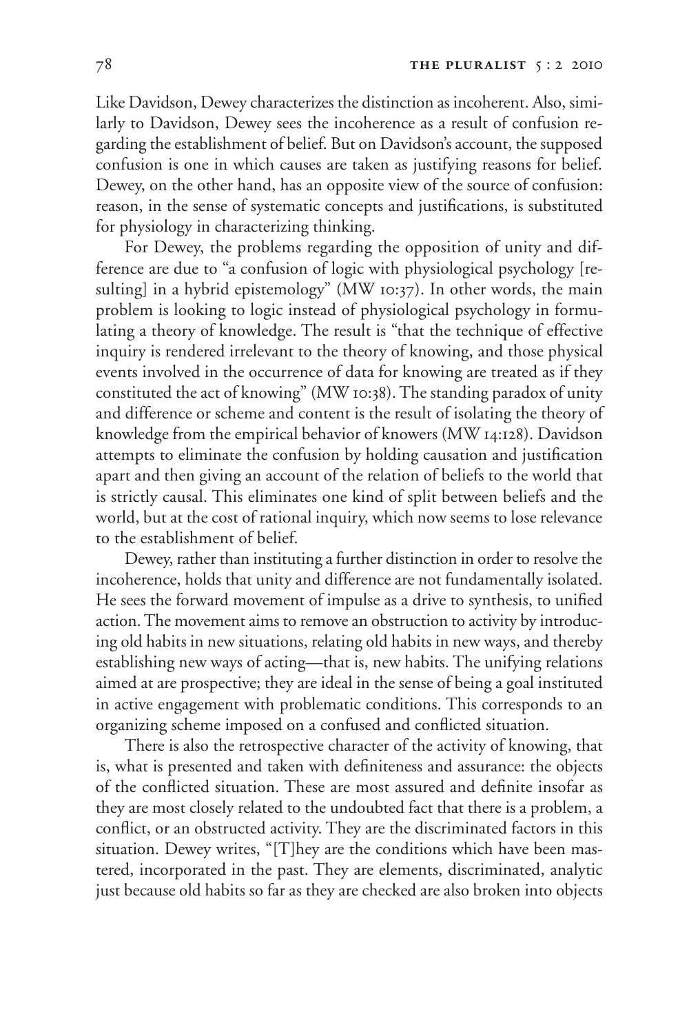Like Davidson, Dewey characterizes the distinction as incoherent. Also, similarly to Davidson, Dewey sees the incoherence as a result of confusion regarding the establishment of belief. But on Davidson's account, the supposed confusion is one in which causes are taken as justifying reasons for belief. Dewey, on the other hand, has an opposite view of the source of confusion: reason, in the sense of systematic concepts and justifications, is substituted for physiology in characterizing thinking.

For Dewey, the problems regarding the opposition of unity and difference are due to "a confusion of logic with physiological psychology [resulting] in a hybrid epistemology" (MW 10:37). In other words, the main problem is looking to logic instead of physiological psychology in formulating a theory of knowledge. The result is "that the technique of effective inquiry is rendered irrelevant to the theory of knowing, and those physical events involved in the occurrence of data for knowing are treated as if they constituted the act of knowing" (MW 10:38). The standing paradox of unity and difference or scheme and content is the result of isolating the theory of knowledge from the empirical behavior of knowers (MW 14:128). Davidson attempts to eliminate the confusion by holding causation and justification apart and then giving an account of the relation of beliefs to the world that is strictly causal. This eliminates one kind of split between beliefs and the world, but at the cost of rational inquiry, which now seems to lose relevance to the establishment of belief.

Dewey, rather than instituting a further distinction in order to resolve the incoherence, holds that unity and difference are not fundamentally isolated. He sees the forward movement of impulse as a drive to synthesis, to unified action. The movement aims to remove an obstruction to activity by introducing old habits in new situations, relating old habits in new ways, and thereby establishing new ways of acting—that is, new habits. The unifying relations aimed at are prospective; they are ideal in the sense of being a goal instituted in active engagement with problematic conditions. This corresponds to an organizing scheme imposed on a confused and conflicted situation.

There is also the retrospective character of the activity of knowing, that is, what is presented and taken with definiteness and assurance: the objects of the conflicted situation. These are most assured and definite insofar as they are most closely related to the undoubted fact that there is a problem, a conflict, or an obstructed activity. They are the discriminated factors in this situation. Dewey writes, "[T]hey are the conditions which have been mastered, incorporated in the past. They are elements, discriminated, analytic just because old habits so far as they are checked are also broken into objects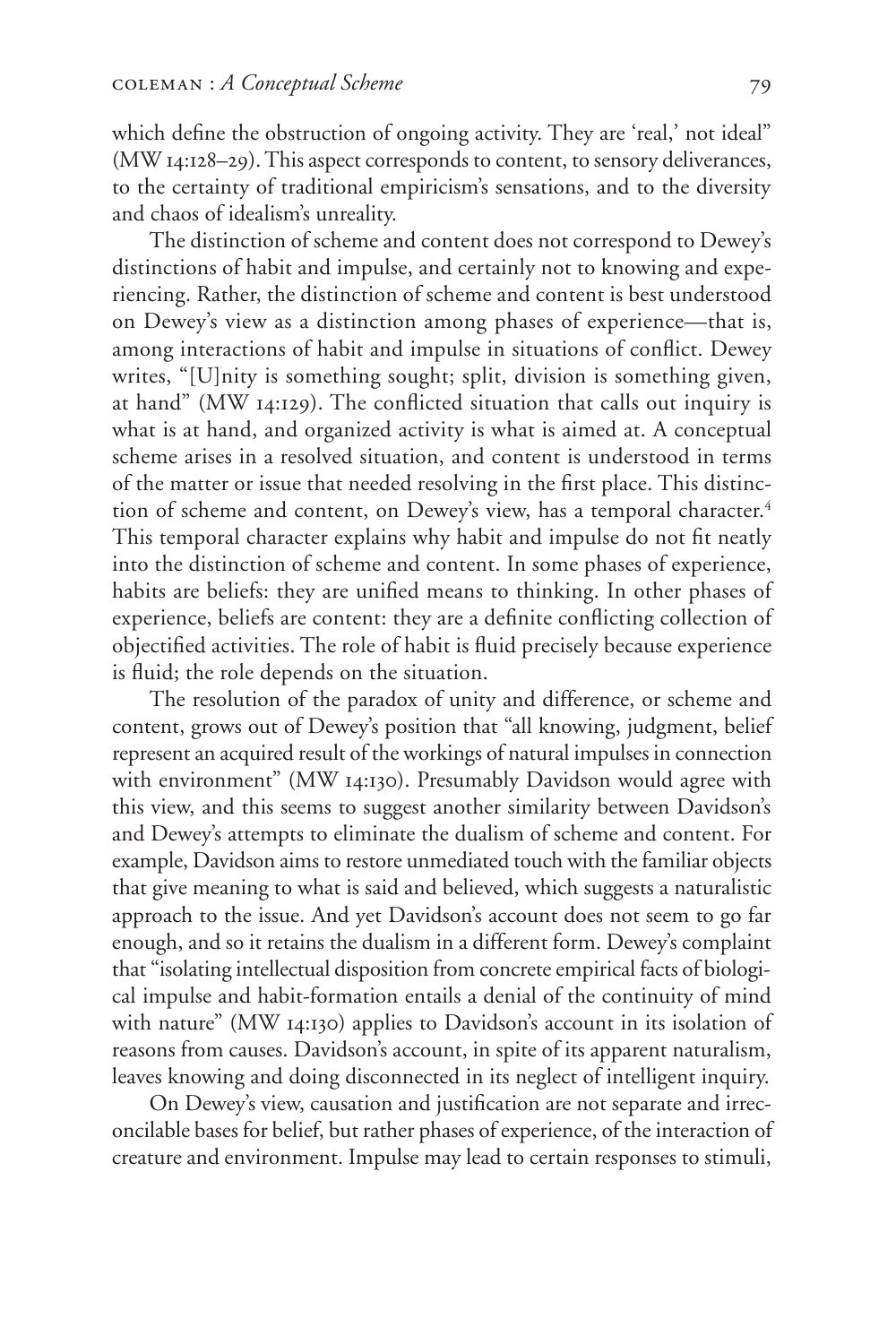which define the obstruction of ongoing activity. They are 'real,' not ideal" (MW 14:128–29). This aspect corresponds to content, to sensory deliverances, to the certainty of traditional empiricism's sensations, and to the diversity and chaos of idealism's unreality.

The distinction of scheme and content does not correspond to Dewey's distinctions of habit and impulse, and certainly not to knowing and experiencing. Rather, the distinction of scheme and content is best understood on Dewey's view as a distinction among phases of experience—that is, among interactions of habit and impulse in situations of conflict. Dewey writes, "[U]nity is something sought; split, division is something given, at hand" (MW 14:129). The conflicted situation that calls out inquiry is what is at hand, and organized activity is what is aimed at. A conceptual scheme arises in a resolved situation, and content is understood in terms of the matter or issue that needed resolving in the first place. This distinction of scheme and content, on Dewey's view, has a temporal character.[4] This temporal character explains why habit and impulse do not fit neatly into the distinction of scheme and content. In some phases of experience, habits are beliefs: they are unified means to thinking. In other phases of experience, beliefs are content: they are a definite conflicting collection of objectified activities. The role of habit is fluid precisely because experience is fluid; the role depends on the situation.

The resolution of the paradox of unity and difference, or scheme and content, grows out of Dewey's position that "all knowing, judgment, belief represent an acquired result of the workings of natural impulses in connection with environment" (MW 14:130). Presumably Davidson would agree with this view, and this seems to suggest another similarity between Davidson's and Dewey's attempts to eliminate the dualism of scheme and content. For example, Davidson aims to restore unmediated touch with the familiar objects that give meaning to what is said and believed, which suggests a naturalistic approach to the issue. And yet Davidson's account does not seem to go far enough, and so it retains the dualism in a different form. Dewey's complaint that "isolating intellectual disposition from concrete empirical facts of biological impulse and habit-formation entails a denial of the continuity of mind with nature" (MW 14:130) applies to Davidson's account in its isolation of reasons from causes. Davidson's account, in spite of its apparent naturalism, leaves knowing and doing disconnected in its neglect of intelligent inquiry.

On Dewey's view, causation and justification are not separate and irreconcilable bases for belief, but rather phases of experience, of the interaction of creature and environment. Impulse may lead to certain responses to stimuli,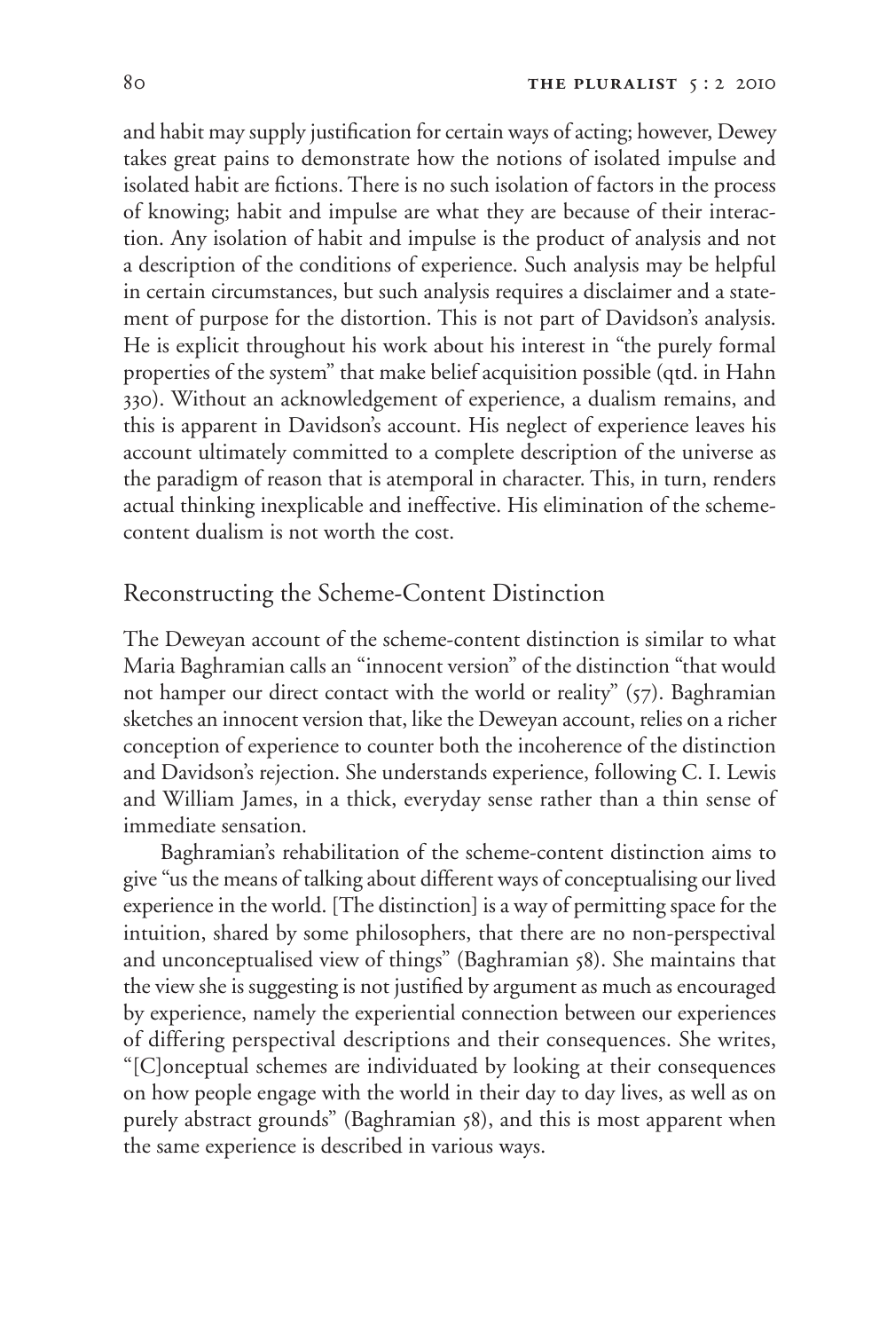and habit may supply justification for certain ways of acting; however, Dewey takes great pains to demonstrate how the notions of isolated impulse and isolated habit are fictions. There is no such isolation of factors in the process of knowing; habit and impulse are what they are because of their interaction. Any isolation of habit and impulse is the product of analysis and not a description of the conditions of experience. Such analysis may be helpful in certain circumstances, but such analysis requires a disclaimer and a statement of purpose for the distortion. This is not part of Davidson's analysis. He is explicit throughout his work about his interest in "the purely formal properties of the system" that make belief acquisition possible (qtd. in Hahn 330). Without an acknowledgement of experience, a dualism remains, and this is apparent in Davidson's account. His neglect of experience leaves his account ultimately committed to a complete description of the universe as the paradigm of reason that is atemporal in character. This, in turn, renders actual thinking inexplicable and ineffective. His elimination of the scheme-content dualism is not worth the cost.

## Reconstructing the Scheme-Content Distinction

The Deweyan account of the scheme-content distinction is similar to what Maria Baghramian calls an "innocent version" of the distinction "that would not hamper our direct contact with the world or reality" (57). Baghramian sketches an innocent version that, like the Deweyan account, relies on a richer conception of experience to counter both the incoherence of the distinction and Davidson's rejection. She understands experience, following C. I. Lewis and William James, in a thick, everyday sense rather than a thin sense of immediate sensation.

Baghramian's rehabilitation of the scheme-content distinction aims to give "us the means of talking about different ways of conceptualising our lived experience in the world. [The distinction] is a way of permitting space for the intuition, shared by some philosophers, that there are no non-perspectival and unconceptualised view of things" (Baghramian 58). She maintains that the view she is suggesting is not justified by argument as much as encouraged by experience, namely the experiential connection between our experiences of differing perspectival descriptions and their consequences. She writes, "[C]onceptual schemes are individuated by looking at their consequences on how people engage with the world in their day to day lives, as well as on purely abstract grounds" (Baghramian 58), and this is most apparent when the same experience is described in various ways.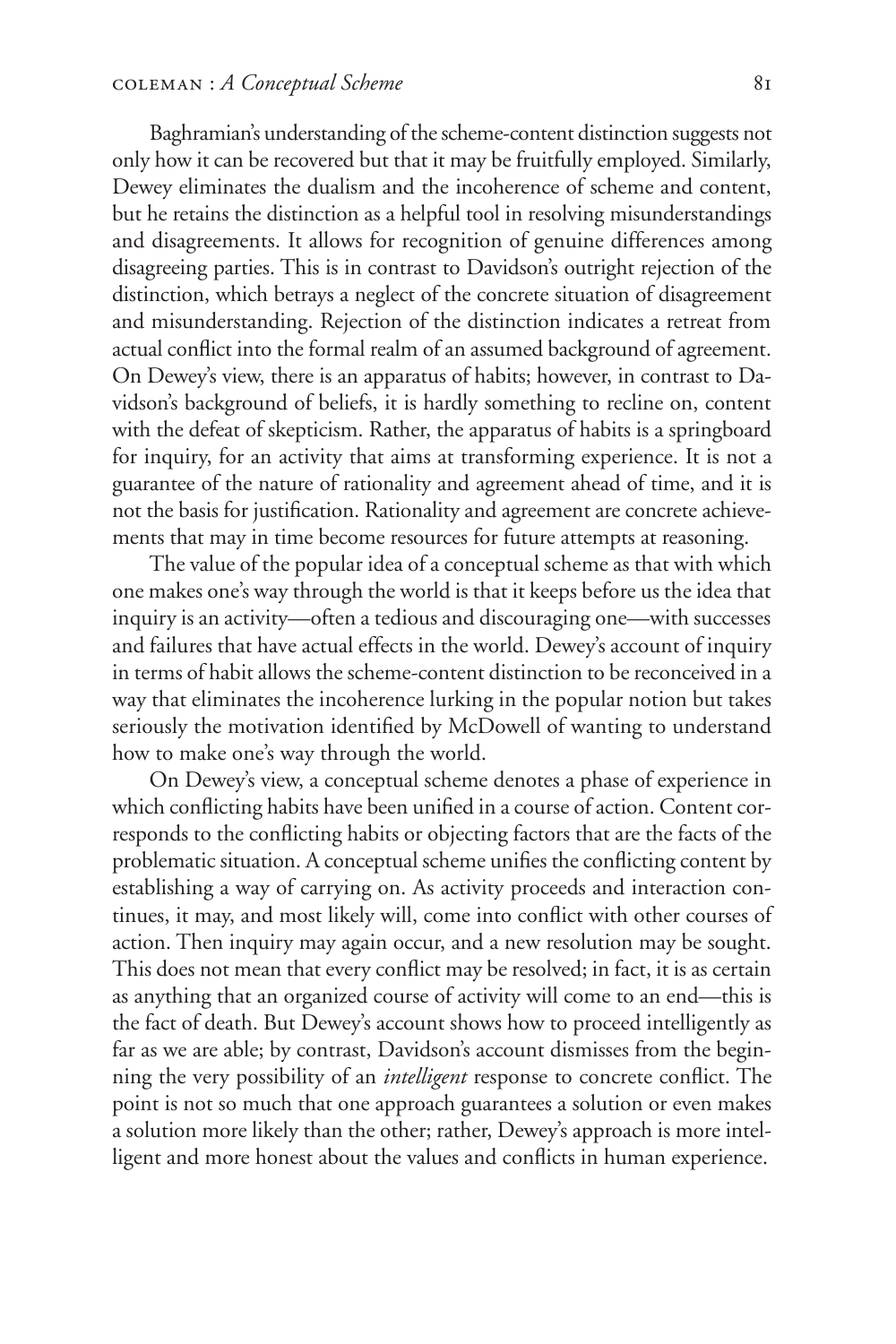Baghramian's understanding of the scheme-content distinction suggests not only how it can be recovered but that it may be fruitfully employed. Similarly, Dewey eliminates the dualism and the incoherence of scheme and content, but he retains the distinction as a helpful tool in resolving misunderstandings and disagreements. It allows for recognition of genuine differences among disagreeing parties. This is in contrast to Davidson's outright rejection of the distinction, which betrays a neglect of the concrete situation of disagreement and misunderstanding. Rejection of the distinction indicates a retreat from actual conflict into the formal realm of an assumed background of agreement. On Dewey's view, there is an apparatus of habits; however, in contrast to Davidson's background of beliefs, it is hardly something to recline on, content with the defeat of skepticism. Rather, the apparatus of habits is a springboard for inquiry, for an activity that aims at transforming experience. It is not a guarantee of the nature of rationality and agreement ahead of time, and it is not the basis for justification. Rationality and agreement are concrete achievements that may in time become resources for future attempts at reasoning.

The value of the popular idea of a conceptual scheme as that with which one makes one's way through the world is that it keeps before us the idea that inquiry is an activity—often a tedious and discouraging one—with successes and failures that have actual effects in the world. Dewey's account of inquiry in terms of habit allows the scheme-content distinction to be reconceived in a way that eliminates the incoherence lurking in the popular notion but takes seriously the motivation identified by McDowell of wanting to understand how to make one's way through the world.

On Dewey's view, a conceptual scheme denotes a phase of experience in which conflicting habits have been unified in a course of action. Content corresponds to the conflicting habits or objecting factors that are the facts of the problematic situation. A conceptual scheme unifies the conflicting content by establishing a way of carrying on. As activity proceeds and interaction continues, it may, and most likely will, come into conflict with other courses of action. Then inquiry may again occur, and a new resolution may be sought. This does not mean that every conflict may be resolved; in fact, it is as certain as anything that an organized course of activity will come to an end—this is the fact of death. But Dewey's account shows how to proceed intelligently as far as we are able; by contrast, Davidson's account dismisses from the beginning the very possibility of an *intelligent* response to concrete conflict. The point is not so much that one approach guarantees a solution or even makes a solution more likely than the other; rather, Dewey's approach is more intelligent and more honest about the values and conflicts in human experience.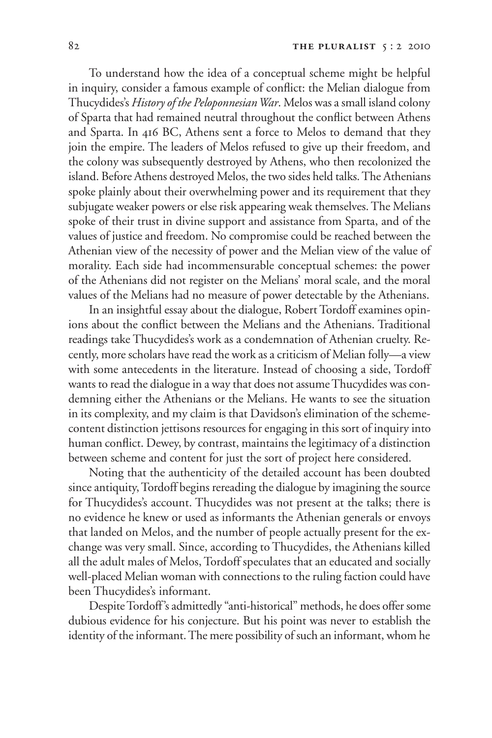To understand how the idea of a conceptual scheme might be helpful in inquiry, consider a famous example of conflict: the Melian dialogue from Thucydides's *History of the Peloponnesian War*. Melos was a small island colony of Sparta that had remained neutral throughout the conflict between Athens and Sparta. In 416 BC, Athens sent a force to Melos to demand that they join the empire. The leaders of Melos refused to give up their freedom, and the colony was subsequently destroyed by Athens, who then recolonized the island. Before Athens destroyed Melos, the two sides held talks. The Athenians spoke plainly about their overwhelming power and its requirement that they subjugate weaker powers or else risk appearing weak themselves. The Melians spoke of their trust in divine support and assistance from Sparta, and of the values of justice and freedom. No compromise could be reached between the Athenian view of the necessity of power and the Melian view of the value of morality. Each side had incommensurable conceptual schemes: the power of the Athenians did not register on the Melians' moral scale, and the moral values of the Melians had no measure of power detectable by the Athenians.

In an insightful essay about the dialogue, Robert Tordoff examines opinions about the conflict between the Melians and the Athenians. Traditional readings take Thucydides's work as a condemnation of Athenian cruelty. Recently, more scholars have read the work as a criticism of Melian folly—a view with some antecedents in the literature. Instead of choosing a side, Tordoff wants to read the dialogue in a way that does not assume Thucydides was condemning either the Athenians or the Melians. He wants to see the situation in its complexity, and my claim is that Davidson's elimination of the scheme-content distinction jettisons resources for engaging in this sort of inquiry into human conflict. Dewey, by contrast, maintains the legitimacy of a distinction between scheme and content for just the sort of project here considered.

Noting that the authenticity of the detailed account has been doubted since antiquity, Tordoff begins rereading the dialogue by imagining the source for Thucydides's account. Thucydides was not present at the talks; there is no evidence he knew or used as informants the Athenian generals or envoys that landed on Melos, and the number of people actually present for the exchange was very small. Since, according to Thucydides, the Athenians killed all the adult males of Melos, Tordoff speculates that an educated and socially well-placed Melian woman with connections to the ruling faction could have been Thucydides's informant.

Despite Tordoff's admittedly "anti-historical" methods, he does offer some dubious evidence for his conjecture. But his point was never to establish the identity of the informant. The mere possibility of such an informant, whom he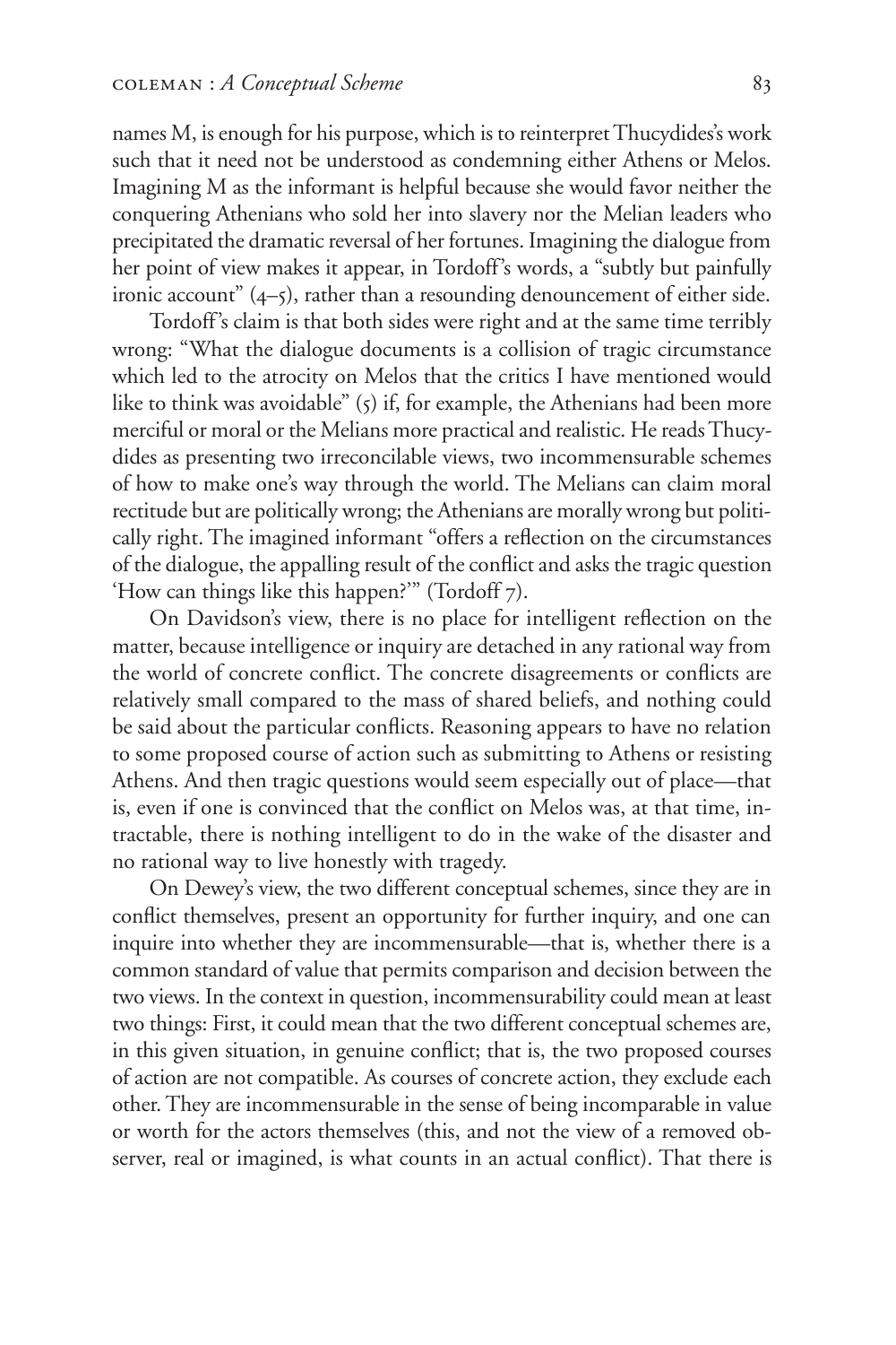names M, is enough for his purpose, which is to reinterpret Thucydides's work such that it need not be understood as condemning either Athens or Melos. Imagining M as the informant is helpful because she would favor neither the conquering Athenians who sold her into slavery nor the Melian leaders who precipitated the dramatic reversal of her fortunes. Imagining the dialogue from her point of view makes it appear, in Tordoff's words, a "subtly but painfully ironic account" (4–5), rather than a resounding denouncement of either side.

Tordoff's claim is that both sides were right and at the same time terribly wrong: "What the dialogue documents is a collision of tragic circumstance which led to the atrocity on Melos that the critics I have mentioned would like to think was avoidable" (5) if, for example, the Athenians had been more merciful or moral or the Melians more practical and realistic. He reads Thucydides as presenting two irreconcilable views, two incommensurable schemes of how to make one's way through the world. The Melians can claim moral rectitude but are politically wrong; the Athenians are morally wrong but politically right. The imagined informant "offers a reflection on the circumstances of the dialogue, the appalling result of the conflict and asks the tragic question 'How can things like this happen?'" (Tordoff 7).

On Davidson's view, there is no place for intelligent reflection on the matter, because intelligence or inquiry are detached in any rational way from the world of concrete conflict. The concrete disagreements or conflicts are relatively small compared to the mass of shared beliefs, and nothing could be said about the particular conflicts. Reasoning appears to have no relation to some proposed course of action such as submitting to Athens or resisting Athens. And then tragic questions would seem especially out of place—that is, even if one is convinced that the conflict on Melos was, at that time, intractable, there is nothing intelligent to do in the wake of the disaster and no rational way to live honestly with tragedy.

On Dewey's view, the two different conceptual schemes, since they are in conflict themselves, present an opportunity for further inquiry, and one can inquire into whether they are incommensurable—that is, whether there is a common standard of value that permits comparison and decision between the two views. In the context in question, incommensurability could mean at least two things: First, it could mean that the two different conceptual schemes are, in this given situation, in genuine conflict; that is, the two proposed courses of action are not compatible. As courses of concrete action, they exclude each other. They are incommensurable in the sense of being incomparable in value or worth for the actors themselves (this, and not the view of a removed observer, real or imagined, is what counts in an actual conflict). That there is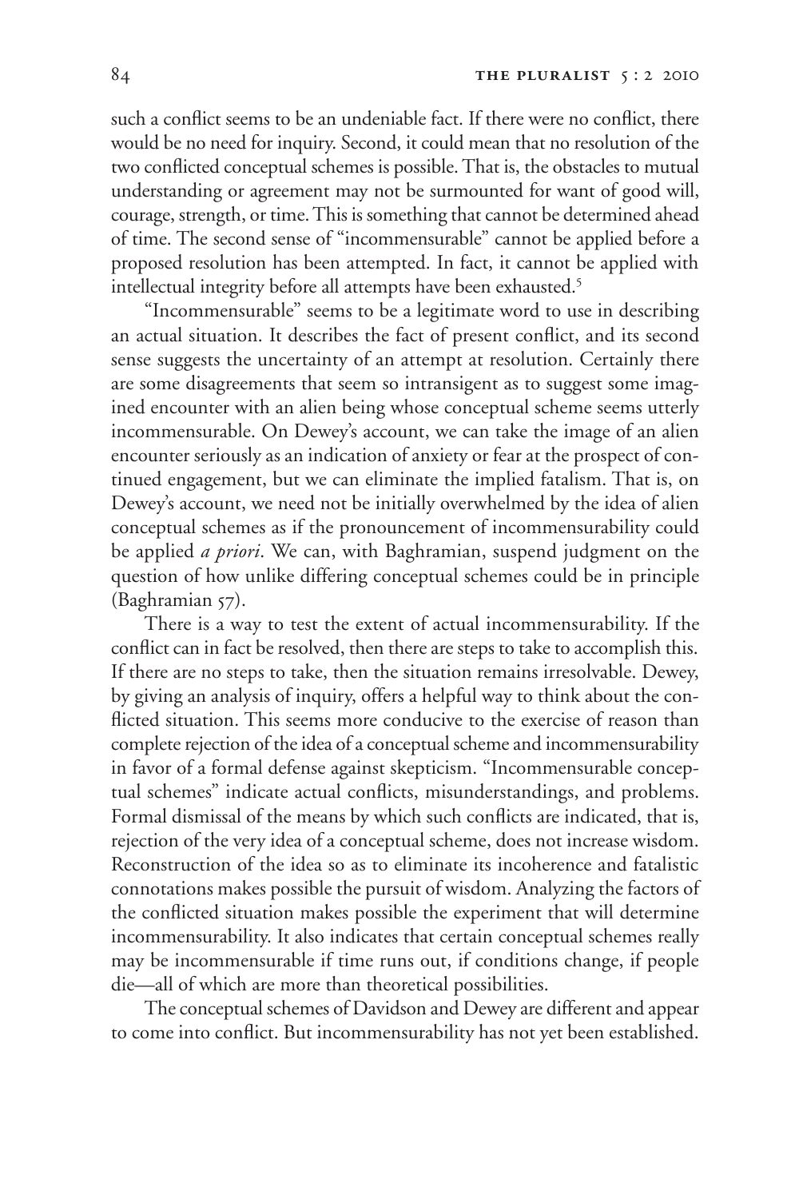such a conflict seems to be an undeniable fact. If there were no conflict, there would be no need for inquiry. Second, it could mean that no resolution of the two conflicted conceptual schemes is possible. That is, the obstacles to mutual understanding or agreement may not be surmounted for want of good will, courage, strength, or time. This is something that cannot be determined ahead of time. The second sense of "incommensurable" cannot be applied before a proposed resolution has been attempted. In fact, it cannot be applied with intellectual integrity before all attempts have been exhausted.[5]

"Incommensurable" seems to be a legitimate word to use in describing an actual situation. It describes the fact of present conflict, and its second sense suggests the uncertainty of an attempt at resolution. Certainly there are some disagreements that seem so intransigent as to suggest some imagined encounter with an alien being whose conceptual scheme seems utterly incommensurable. On Dewey's account, we can take the image of an alien encounter seriously as an indication of anxiety or fear at the prospect of continued engagement, but we can eliminate the implied fatalism. That is, on Dewey's account, we need not be initially overwhelmed by the idea of alien conceptual schemes as if the pronouncement of incommensurability could be applied *a priori*. We can, with Baghramian, suspend judgment on the question of how unlike differing conceptual schemes could be in principle (Baghramian 57).

There is a way to test the extent of actual incommensurability. If the conflict can in fact be resolved, then there are steps to take to accomplish this. If there are no steps to take, then the situation remains irresolvable. Dewey, by giving an analysis of inquiry, offers a helpful way to think about the conflicted situation. This seems more conducive to the exercise of reason than complete rejection of the idea of a conceptual scheme and incommensurability in favor of a formal defense against skepticism. "Incommensurable conceptual schemes" indicate actual conflicts, misunderstandings, and problems. Formal dismissal of the means by which such conflicts are indicated, that is, rejection of the very idea of a conceptual scheme, does not increase wisdom. Reconstruction of the idea so as to eliminate its incoherence and fatalistic connotations makes possible the pursuit of wisdom. Analyzing the factors of the conflicted situation makes possible the experiment that will determine incommensurability. It also indicates that certain conceptual schemes really may be incommensurable if time runs out, if conditions change, if people die—all of which are more than theoretical possibilities.

The conceptual schemes of Davidson and Dewey are different and appear to come into conflict. But incommensurability has not yet been established.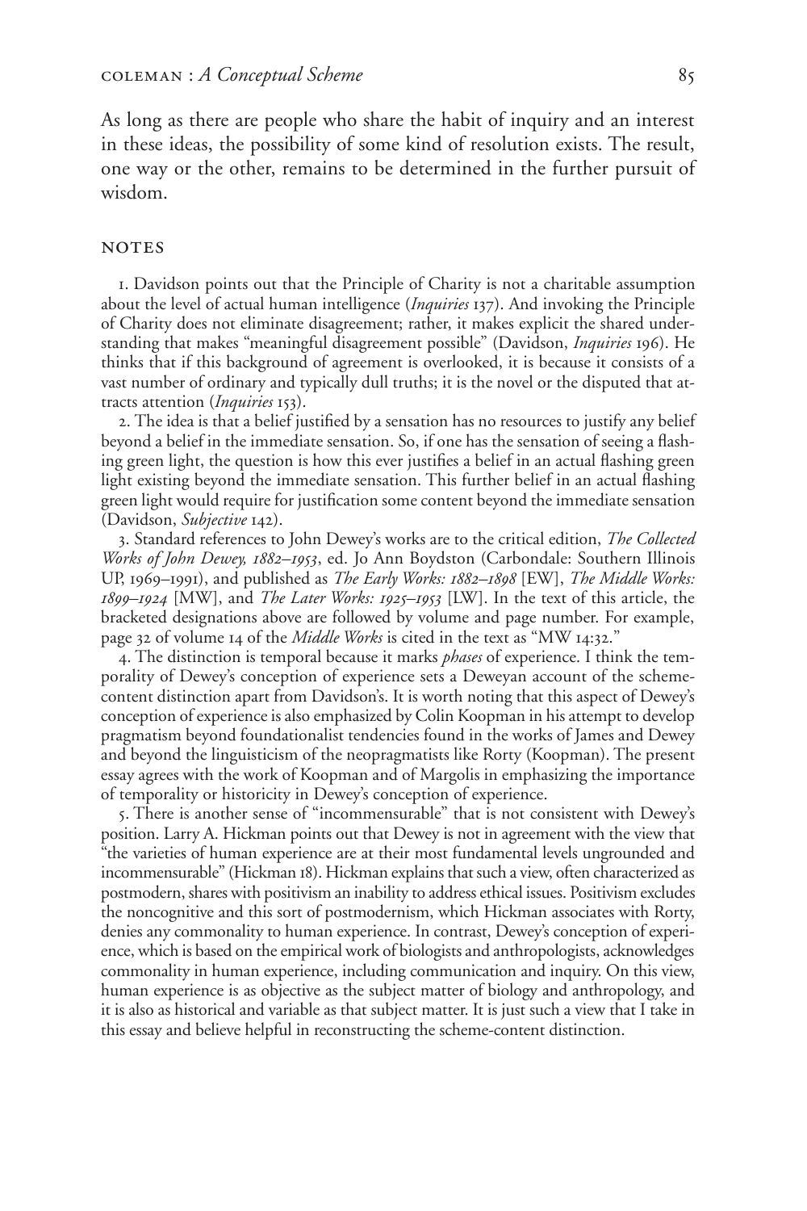As long as there are people who share the habit of inquiry and an interest in these ideas, the possibility of some kind of resolution exists. The result, one way or the other, remains to be determined in the further pursuit of wisdom.

## NOTES

1. Davidson points out that the Principle of Charity is not a charitable assumption about the level of actual human intelligence (*Inquiries* 137). And invoking the Principle of Charity does not eliminate disagreement; rather, it makes explicit the shared understanding that makes "meaningful disagreement possible" (Davidson, *Inquiries* 196). He thinks that if this background of agreement is overlooked, it is because it consists of a vast number of ordinary and typically dull truths; it is the novel or the disputed that attracts attention (*Inquiries* 153).

2. The idea is that a belief justified by a sensation has no resources to justify any belief beyond a belief in the immediate sensation. So, if one has the sensation of seeing a flashing green light, the question is how this ever justifies a belief in an actual flashing green light existing beyond the immediate sensation. This further belief in an actual flashing green light would require for justification some content beyond the immediate sensation (Davidson, *Subjective* 142).

3. Standard references to John Dewey's works are to the critical edition, *The Collected Works of John Dewey, 1882–1953*, ed. Jo Ann Boydston (Carbondale: Southern Illinois UP, 1969–1991), and published as *The Early Works: 1882–1898* [EW], *The Middle Works: 1899–1924* [MW], and *The Later Works: 1925–1953* [LW]. In the text of this article, the bracketed designations above are followed by volume and page number. For example, page 32 of volume 14 of the *Middle Works* is cited in the text as "MW 14:32."

4. The distinction is temporal because it marks *phases* of experience. I think the temporality of Dewey's conception of experience sets a Deweyan account of the scheme-content distinction apart from Davidson's. It is worth noting that this aspect of Dewey's conception of experience is also emphasized by Colin Koopman in his attempt to develop pragmatism beyond foundationalist tendencies found in the works of James and Dewey and beyond the linguisticism of the neopragmatists like Rorty (Koopman). The present essay agrees with the work of Koopman and of Margolis in emphasizing the importance of temporality or historicity in Dewey's conception of experience.

5. There is another sense of "incommensurable" that is not consistent with Dewey's position. Larry A. Hickman points out that Dewey is not in agreement with the view that "the varieties of human experience are at their most fundamental levels ungrounded and incommensurable" (Hickman 18). Hickman explains that such a view, often characterized as postmodern, shares with positivism an inability to address ethical issues. Positivism excludes the noncognitive and this sort of postmodernism, which Hickman associates with Rorty, denies any commonality to human experience. In contrast, Dewey's conception of experience, which is based on the empirical work of biologists and anthropologists, acknowledges commonality in human experience, including communication and inquiry. On this view, human experience is as objective as the subject matter of biology and anthropology, and it is also as historical and variable as that subject matter. It is just such a view that I take in this essay and believe helpful in reconstructing the scheme-content distinction.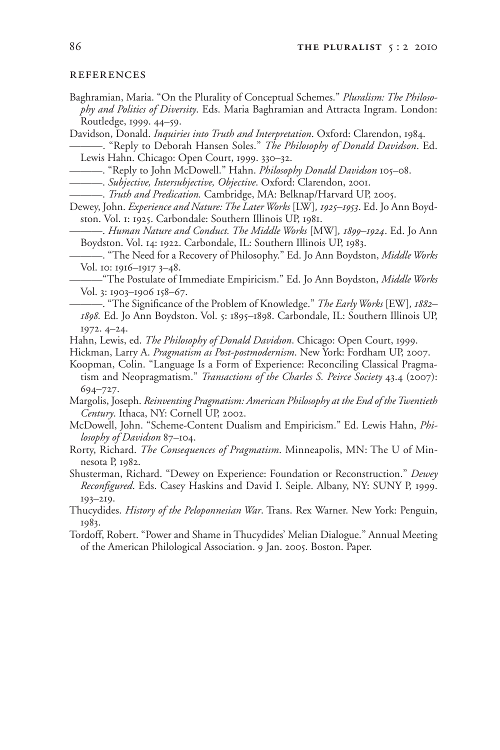## REFERENCES

Baghramian, Maria. "On the Plurality of Conceptual Schemes." *Pluralism: The Philosophy and Politics of Diversity*. Eds. Maria Baghramian and Attracta Ingram. London: Routledge, 1999. 44–59.

Davidson, Donald. *Inquiries into Truth and Interpretation*. Oxford: Clarendon, 1984.

———. "Reply to Deborah Hansen Soles." *The Philosophy of Donald Davidson*. Ed. Lewis Hahn. Chicago: Open Court, 1999. 330–32.

———. "Reply to John McDowell." Hahn. *Philosophy Donald Davidson* 105–08.

———. *Subjective, Intersubjective, Objective*. Oxford: Clarendon, 2001.

———. *Truth and Predication.* Cambridge, MA: Belknap/Harvard UP, 2005.

Dewey, John. *Experience and Nature: The Later Works* [LW]*, 1925–1953*. Ed. Jo Ann Boydston. Vol. 1: 1925. Carbondale: Southern Illinois UP, 1981.

———. *Human Nature and Conduct. The Middle Works* [MW]*, 1899–1924*. Ed. Jo Ann Boydston. Vol. 14: 1922. Carbondale, IL: Southern Illinois UP, 1983.

———. "The Need for a Recovery of Philosophy." Ed. Jo Ann Boydston, *Middle Works* Vol. 10: 1916–1917 3–48.

———"The Postulate of Immediate Empiricism." Ed. Jo Ann Boydston, *Middle Works* Vol. 3: 1903–1906 158–67.

———. "The Significance of the Problem of Knowledge." *The Early Works* [EW]*, 1882–1898.* Ed. Jo Ann Boydston. Vol. 5: 1895–1898. Carbondale, IL: Southern Illinois UP, 1972. 4–24.

Hahn, Lewis, ed. *The Philosophy of Donald Davidson*. Chicago: Open Court, 1999.

Hickman, Larry A. *Pragmatism as Post-postmodernism*. New York: Fordham UP, 2007.

Koopman, Colin. "Language Is a Form of Experience: Reconciling Classical Pragmatism and Neopragmatism." *Transactions of the Charles S. Peirce Society* 43.4 (2007): 694–727.

Margolis, Joseph. *Reinventing Pragmatism: American Philosophy at the End of the Twentieth Century*. Ithaca, NY: Cornell UP, 2002.

McDowell, John. "Scheme-Content Dualism and Empiricism." Ed. Lewis Hahn, *Philosophy of Davidson* 87–104.

Rorty, Richard. *The Consequences of Pragmatism*. Minneapolis, MN: The U of Minnesota P, 1982.

Shusterman, Richard. "Dewey on Experience: Foundation or Reconstruction." *Dewey Reconfigured*. Eds. Casey Haskins and David I. Seiple. Albany, NY: SUNY P, 1999. 193–219.

Thucydides. *History of the Peloponnesian War*. Trans. Rex Warner. New York: Penguin, 1983.

Tordoff, Robert. "Power and Shame in Thucydides' Melian Dialogue." Annual Meeting of the American Philological Association. 9 Jan. 2005. Boston. Paper.